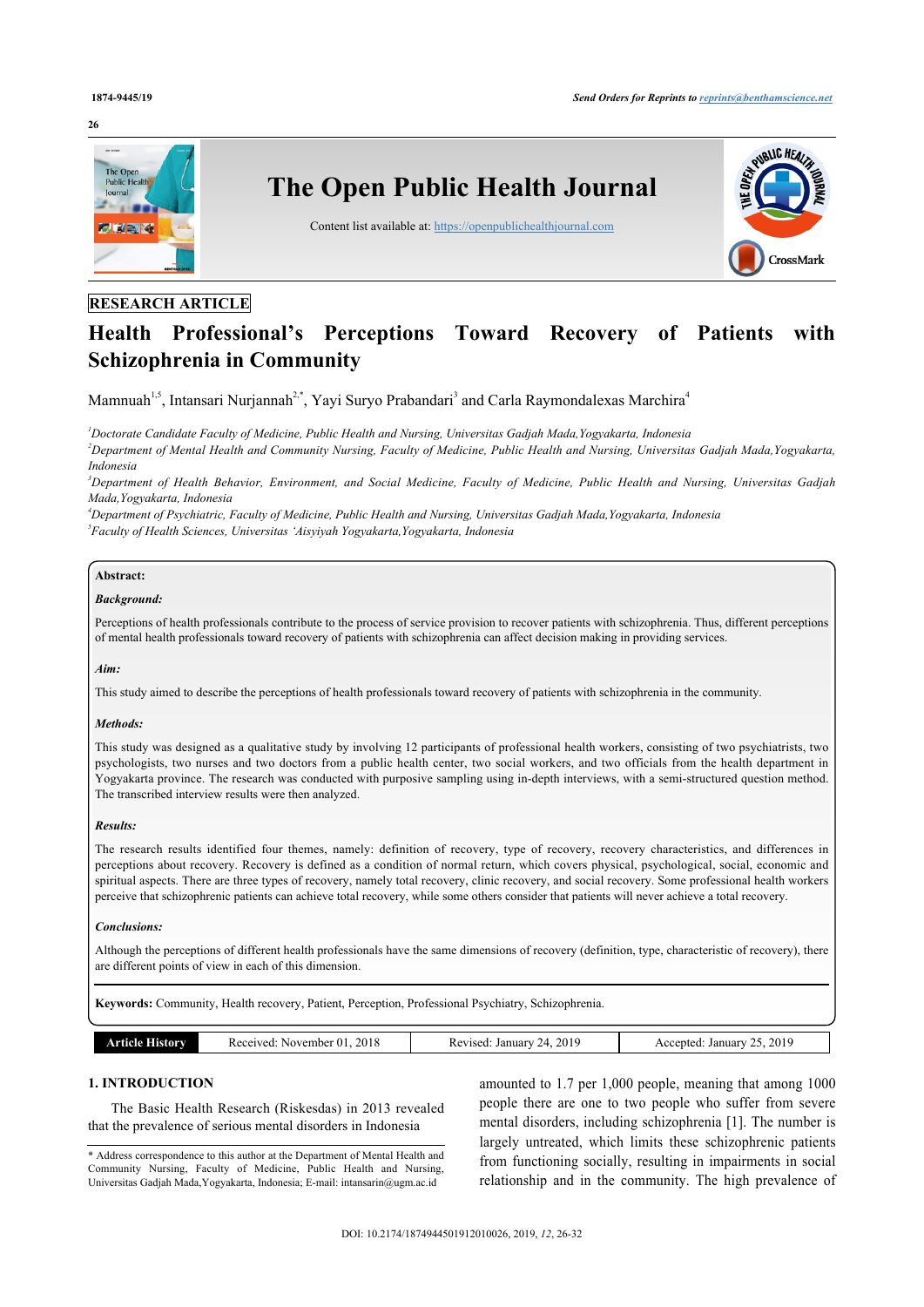RESEARCH ARTICLE

# Health Professional's Perceptions Toward Recovery of Patients with Schizophrenia in Community

Mamnuah[1,5], Intansari Nurjannah[2,*], Yayi Suryo Prabandari[3] and Carla Raymondalexas Marchira[4]

[1] *Doctorate Candidate Faculty of Medicine, Public Health and Nursing, Universitas Gadjah Mada, Yogyakarta, Indonesia*
[2] *Department of Mental Health and Community Nursing, Faculty of Medicine, Public Health and Nursing, Universitas Gadjah Mada, Yogyakarta, Indonesia*
[3] *Department of Health Behavior, Environment, and Social Medicine, Faculty of Medicine, Public Health and Nursing, Universitas Gadjah Mada, Yogyakarta, Indonesia*
[4] *Department of Psychiatric, Faculty of Medicine, Public Health and Nursing, Universitas Gadjah Mada, Yogyakarta, Indonesia*
[5] *Faculty of Health Sciences, Universitas 'Aisyiyah Yogyakarta, Yogyakarta, Indonesia*

**Abstract:**

***Background:***

Perceptions of health professionals contribute to the process of service provision to recover patients with schizophrenia. Thus, different perceptions of mental health professionals toward recovery of patients with schizophrenia can affect decision making in providing services.

***Aim:***

This study aimed to describe the perceptions of health professionals toward recovery of patients with schizophrenia in the community.

***Methods:***

This study was designed as a qualitative study by involving 12 participants of professional health workers, consisting of two psychiatrists, two psychologists, two nurses and two doctors from a public health center, two social workers, and two officials from the health department in Yogyakarta province. The research was conducted with purposive sampling using in-depth interviews, with a semi-structured question method. The transcribed interview results were then analyzed.

***Results:***

The research results identified four themes, namely: definition of recovery, type of recovery, recovery characteristics, and differences in perceptions about recovery. Recovery is defined as a condition of normal return, which covers physical, psychological, social, economic and spiritual aspects. There are three types of recovery, namely total recovery, clinic recovery, and social recovery. Some professional health workers perceive that schizophrenic patients can achieve total recovery, while some others consider that patients will never achieve a total recovery.

***Conclusions:***

Although the perceptions of different health professionals have the same dimensions of recovery (definition, type, characteristic of recovery), there are different points of view in each of this dimension.

**Keywords:** Community, Health recovery, Patient, Perception, Professional Psychiatry, Schizophrenia.

| Article History | Received: November 01, 2018 | Revised: January 24, 2019 | Accepted: January 25, 2019 |
|---|---|---|---|

## 1. INTRODUCTION

The Basic Health Research (Riskesdas) in 2013 revealed that the prevalence of serious mental disorders in Indonesia amounted to 1.7 per 1,000 people, meaning that among 1000 people there are one to two people who suffer from severe mental disorders, including schizophrenia [1]. The number is largely untreated, which limits these schizophrenic patients from functioning socially, resulting in impairments in social relationship and in the community. The high prevalence of

\* Address correspondence to this author at the Department of Mental Health and Community Nursing, Faculty of Medicine, Public Health and Nursing, Universitas Gadjah Mada, Yogyakarta, Indonesia; E-mail: intansarin@ugm.ac.id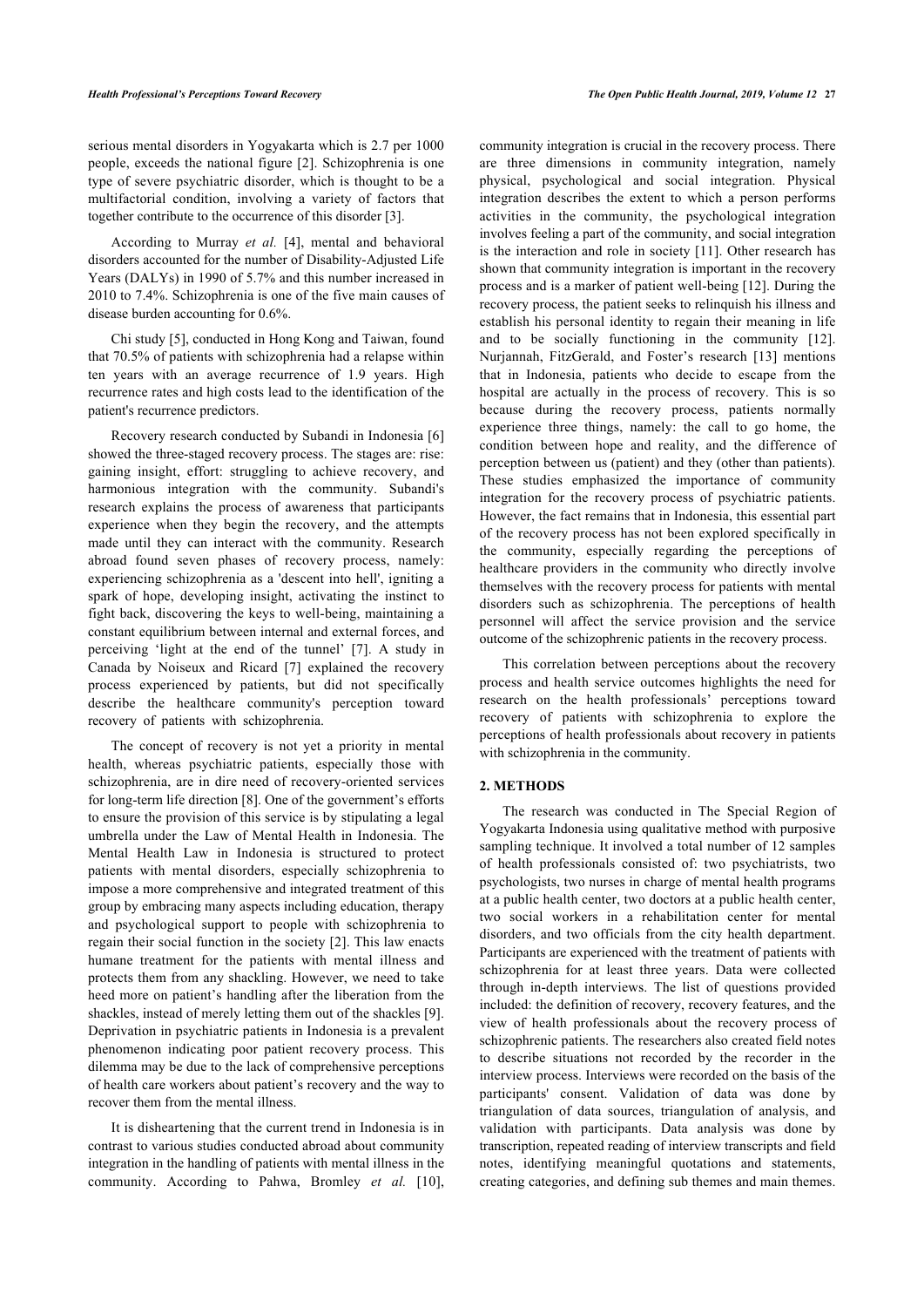serious mental disorders in Yogyakarta which is 2.7 per 1000 people, exceeds the national figure [2]. Schizophrenia is one type of severe psychiatric disorder, which is thought to be a multifactorial condition, involving a variety of factors that together contribute to the occurrence of this disorder [3].

According to Murray *et al.* [4], mental and behavioral disorders accounted for the number of Disability-Adjusted Life Years (DALYs) in 1990 of 5.7% and this number increased in 2010 to 7.4%. Schizophrenia is one of the five main causes of disease burden accounting for 0.6%.

Chi study [5], conducted in Hong Kong and Taiwan, found that 70.5% of patients with schizophrenia had a relapse within ten years with an average recurrence of 1.9 years. High recurrence rates and high costs lead to the identification of the patient's recurrence predictors.

Recovery research conducted by Subandi in Indonesia [6] showed the three-staged recovery process. The stages are: rise: gaining insight, effort: struggling to achieve recovery, and harmonious integration with the community. Subandi's research explains the process of awareness that participants experience when they begin the recovery, and the attempts made until they can interact with the community. Research abroad found seven phases of recovery process, namely: experiencing schizophrenia as a 'descent into hell', igniting a spark of hope, developing insight, activating the instinct to fight back, discovering the keys to well-being, maintaining a constant equilibrium between internal and external forces, and perceiving 'light at the end of the tunnel' [7]. A study in Canada by Noiseux and Ricard [7] explained the recovery process experienced by patients, but did not specifically describe the healthcare community's perception toward recovery of patients with schizophrenia.

The concept of recovery is not yet a priority in mental health, whereas psychiatric patients, especially those with schizophrenia, are in dire need of recovery-oriented services for long-term life direction [8]. One of the government's efforts to ensure the provision of this service is by stipulating a legal umbrella under the Law of Mental Health in Indonesia. The Mental Health Law in Indonesia is structured to protect patients with mental disorders, especially schizophrenia to impose a more comprehensive and integrated treatment of this group by embracing many aspects including education, therapy and psychological support to people with schizophrenia to regain their social function in the society [2]. This law enacts humane treatment for the patients with mental illness and protects them from any shackling. However, we need to take heed more on patient's handling after the liberation from the shackles, instead of merely letting them out of the shackles [9]. Deprivation in psychiatric patients in Indonesia is a prevalent phenomenon indicating poor patient recovery process. This dilemma may be due to the lack of comprehensive perceptions of health care workers about patient's recovery and the way to recover them from the mental illness.

It is disheartening that the current trend in Indonesia is in contrast to various studies conducted abroad about community integration in the handling of patients with mental illness in the community. According to Pahwa, Bromley *et al.* [10], community integration is crucial in the recovery process. There are three dimensions in community integration, namely physical, psychological and social integration. Physical integration describes the extent to which a person performs activities in the community, the psychological integration involves feeling a part of the community, and social integration is the interaction and role in society [11]. Other research has shown that community integration is important in the recovery process and is a marker of patient well-being [12]. During the recovery process, the patient seeks to relinquish his illness and establish his personal identity to regain their meaning in life and to be socially functioning in the community [12]. Nurjannah, FitzGerald, and Foster's research [13] mentions that in Indonesia, patients who decide to escape from the hospital are actually in the process of recovery. This is so because during the recovery process, patients normally experience three things, namely: the call to go home, the condition between hope and reality, and the difference of perception between us (patient) and they (other than patients). These studies emphasized the importance of community integration for the recovery process of psychiatric patients. However, the fact remains that in Indonesia, this essential part of the recovery process has not been explored specifically in the community, especially regarding the perceptions of healthcare providers in the community who directly involve themselves with the recovery process for patients with mental disorders such as schizophrenia. The perceptions of health personnel will affect the service provision and the service outcome of the schizophrenic patients in the recovery process.

This correlation between perceptions about the recovery process and health service outcomes highlights the need for research on the health professionals' perceptions toward recovery of patients with schizophrenia to explore the perceptions of health professionals about recovery in patients with schizophrenia in the community.

## 2. METHODS

The research was conducted in The Special Region of Yogyakarta Indonesia using qualitative method with purposive sampling technique. It involved a total number of 12 samples of health professionals consisted of: two psychiatrists, two psychologists, two nurses in charge of mental health programs at a public health center, two doctors at a public health center, two social workers in a rehabilitation center for mental disorders, and two officials from the city health department. Participants are experienced with the treatment of patients with schizophrenia for at least three years. Data were collected through in-depth interviews. The list of questions provided included: the definition of recovery, recovery features, and the view of health professionals about the recovery process of schizophrenic patients. The researchers also created field notes to describe situations not recorded by the recorder in the interview process. Interviews were recorded on the basis of the participants' consent. Validation of data was done by triangulation of data sources, triangulation of analysis, and validation with participants. Data analysis was done by transcription, repeated reading of interview transcripts and field notes, identifying meaningful quotations and statements, creating categories, and defining sub themes and main themes.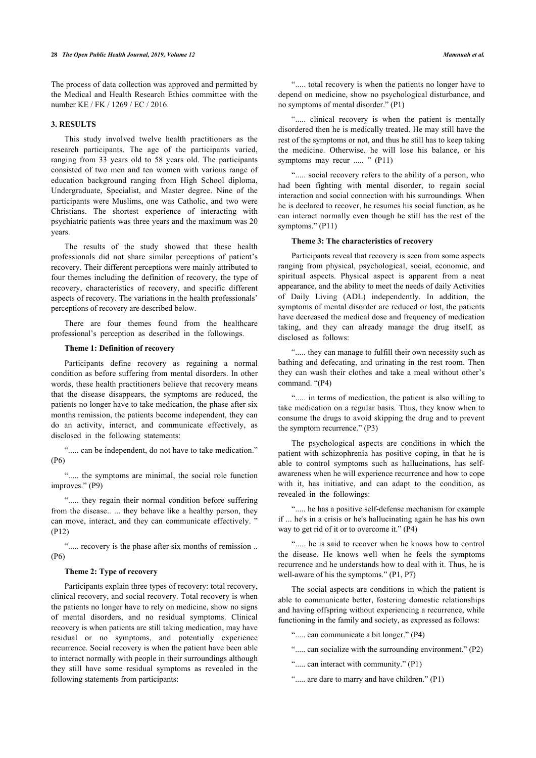The process of data collection was approved and permitted by the Medical and Health Research Ethics committee with the number KE / FK / 1269 / EC / 2016.

## 3. RESULTS

This study involved twelve health practitioners as the research participants. The age of the participants varied, ranging from 33 years old to 58 years old. The participants consisted of two men and ten women with various range of education background ranging from High School diploma, Undergraduate, Specialist, and Master degree. Nine of the participants were Muslims, one was Catholic, and two were Christians. The shortest experience of interacting with psychiatric patients was three years and the maximum was 20 years.

The results of the study showed that these health professionals did not share similar perceptions of patient's recovery. Their different perceptions were mainly attributed to four themes including the definition of recovery, the type of recovery, characteristics of recovery, and specific different aspects of recovery. The variations in the health professionals' perceptions of recovery are described below.

There are four themes found from the healthcare professional's perception as described in the followings.

### Theme 1: Definition of recovery

Participants define recovery as regaining a normal condition as before suffering from mental disorders. In other words, these health practitioners believe that recovery means that the disease disappears, the symptoms are reduced, the patients no longer have to take medication, the phase after six months remission, the patients become independent, they can do an activity, interact, and communicate effectively, as disclosed in the following statements:

"..... can be independent, do not have to take medication." (P6)

"..... the symptoms are minimal, the social role function improves." (P9)

"..... they regain their normal condition before suffering from the disease.. ... they behave like a healthy person, they can move, interact, and they can communicate effectively. " (P12)

"..... recovery is the phase after six months of remission .. (P6)

### Theme 2: Type of recovery

Participants explain three types of recovery: total recovery, clinical recovery, and social recovery. Total recovery is when the patients no longer have to rely on medicine, show no signs of mental disorders, and no residual symptoms. Clinical recovery is when patients are still taking medication, may have residual or no symptoms, and potentially experience recurrence. Social recovery is when the patient have been able to interact normally with people in their surroundings although they still have some residual symptoms as revealed in the following statements from participants:

"..... total recovery is when the patients no longer have to depend on medicine, show no psychological disturbance, and no symptoms of mental disorder." (P1)

"..... clinical recovery is when the patient is mentally disordered then he is medically treated. He may still have the rest of the symptoms or not, and thus he still has to keep taking the medicine. Otherwise, he will lose his balance, or his symptoms may recur ..... " (P11)

"..... social recovery refers to the ability of a person, who had been fighting with mental disorder, to regain social interaction and social connection with his surroundings. When he is declared to recover, he resumes his social function, as he can interact normally even though he still has the rest of the symptoms." (P11)

### Theme 3: The characteristics of recovery

Participants reveal that recovery is seen from some aspects ranging from physical, psychological, social, economic, and spiritual aspects. Physical aspect is apparent from a neat appearance, and the ability to meet the needs of daily Activities of Daily Living (ADL) independently. In addition, the symptoms of mental disorder are reduced or lost, the patients have decreased the medical dose and frequency of medication taking, and they can already manage the drug itself, as disclosed as follows:

"..... they can manage to fulfill their own necessity such as bathing and defecating, and urinating in the rest room. Then they can wash their clothes and take a meal without other's command. "(P4)

"..... in terms of medication, the patient is also willing to take medication on a regular basis. Thus, they know when to consume the drugs to avoid skipping the drug and to prevent the symptom recurrence." (P3)

The psychological aspects are conditions in which the patient with schizophrenia has positive coping, in that he is able to control symptoms such as hallucinations, has self-awareness when he will experience recurrence and how to cope with it, has initiative, and can adapt to the condition, as revealed in the followings:

"..... he has a positive self-defense mechanism for example if ... he's in a crisis or he's hallucinating again he has his own way to get rid of it or to overcome it." (P4)

"..... he is said to recover when he knows how to control the disease. He knows well when he feels the symptoms recurrence and he understands how to deal with it. Thus, he is well-aware of his the symptoms." (P1, P7)

The social aspects are conditions in which the patient is able to communicate better, fostering domestic relationships and having offspring without experiencing a recurrence, while functioning in the family and society, as expressed as follows:

"..... can communicate a bit longer." (P4)

"..... can socialize with the surrounding environment." (P2)

"..... can interact with community." (P1)

"..... are dare to marry and have children." (P1)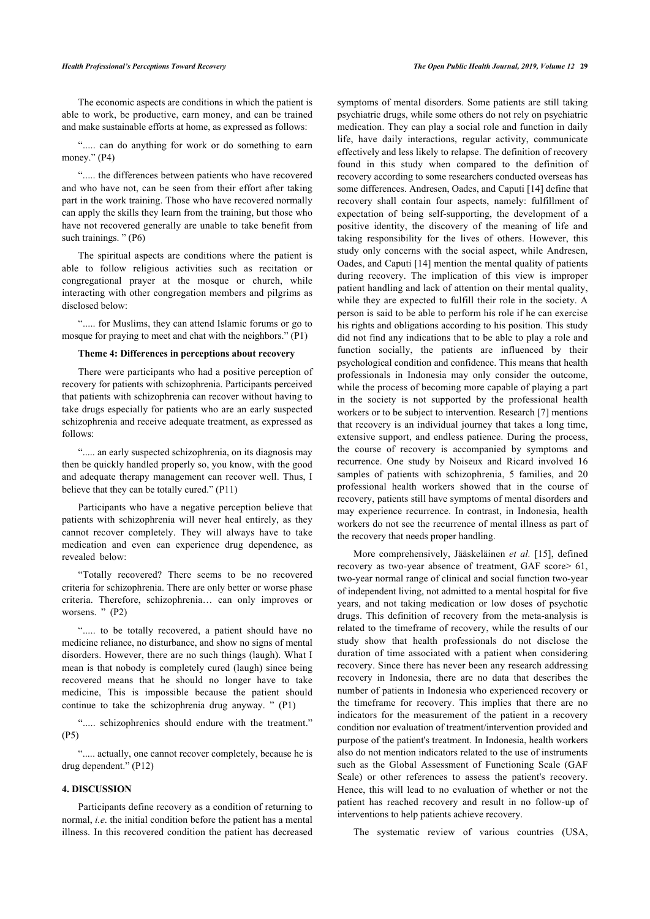The economic aspects are conditions in which the patient is able to work, be productive, earn money, and can be trained and make sustainable efforts at home, as expressed as follows:

"..... can do anything for work or do something to earn money." (P4)

"..... the differences between patients who have recovered and who have not, can be seen from their effort after taking part in the work training. Those who have recovered normally can apply the skills they learn from the training, but those who have not recovered generally are unable to take benefit from such trainings. " (P6)

The spiritual aspects are conditions where the patient is able to follow religious activities such as recitation or congregational prayer at the mosque or church, while interacting with other congregation members and pilgrims as disclosed below:

"..... for Muslims, they can attend Islamic forums or go to mosque for praying to meet and chat with the neighbors." (P1)

**Theme 4: Differences in perceptions about recovery**

There were participants who had a positive perception of recovery for patients with schizophrenia. Participants perceived that patients with schizophrenia can recover without having to take drugs especially for patients who are an early suspected schizophrenia and receive adequate treatment, as expressed as follows:

"..... an early suspected schizophrenia, on its diagnosis may then be quickly handled properly so, you know, with the good and adequate therapy management can recover well. Thus, I believe that they can be totally cured." (P11)

Participants who have a negative perception believe that patients with schizophrenia will never heal entirely, as they cannot recover completely. They will always have to take medication and even can experience drug dependence, as revealed below:

"Totally recovered? There seems to be no recovered criteria for schizophrenia. There are only better or worse phase criteria. Therefore, schizophrenia… can only improves or worsens. " (P2)

"..... to be totally recovered, a patient should have no medicine reliance, no disturbance, and show no signs of mental disorders. However, there are no such things (laugh). What I mean is that nobody is completely cured (laugh) since being recovered means that he should no longer have to take medicine, This is impossible because the patient should continue to take the schizophrenia drug anyway. " (P1)

"..... schizophrenics should endure with the treatment." (P5)

"..... actually, one cannot recover completely, because he is drug dependent." (P12)

## 4. DISCUSSION

Participants define recovery as a condition of returning to normal, *i.e.* the initial condition before the patient has a mental illness. In this recovered condition the patient has decreased symptoms of mental disorders. Some patients are still taking psychiatric drugs, while some others do not rely on psychiatric medication. They can play a social role and function in daily life, have daily interactions, regular activity, communicate effectively and less likely to relapse. The definition of recovery found in this study when compared to the definition of recovery according to some researchers conducted overseas has some differences. Andresen, Oades, and Caputi [14] define that recovery shall contain four aspects, namely: fulfillment of expectation of being self-supporting, the development of a positive identity, the discovery of the meaning of life and taking responsibility for the lives of others. However, this study only concerns with the social aspect, while Andresen, Oades, and Caputi [14] mention the mental quality of patients during recovery. The implication of this view is improper patient handling and lack of attention on their mental quality, while they are expected to fulfill their role in the society. A person is said to be able to perform his role if he can exercise his rights and obligations according to his position. This study did not find any indications that to be able to play a role and function socially, the patients are influenced by their psychological condition and confidence. This means that health professionals in Indonesia may only consider the outcome, while the process of becoming more capable of playing a part in the society is not supported by the professional health workers or to be subject to intervention. Research [7] mentions that recovery is an individual journey that takes a long time, extensive support, and endless patience. During the process, the course of recovery is accompanied by symptoms and recurrence. One study by Noiseux and Ricard involved 16 samples of patients with schizophrenia, 5 families, and 20 professional health workers showed that in the course of recovery, patients still have symptoms of mental disorders and may experience recurrence. In contrast, in Indonesia, health workers do not see the recurrence of mental illness as part of the recovery that needs proper handling.

More comprehensively, Jääskeläinen *et al.* [15], defined recovery as two-year absence of treatment, GAF score> 61, two-year normal range of clinical and social function two-year of independent living, not admitted to a mental hospital for five years, and not taking medication or low doses of psychotic drugs. This definition of recovery from the meta-analysis is related to the timeframe of recovery, while the results of our study show that health professionals do not disclose the duration of time associated with a patient when considering recovery. Since there has never been any research addressing recovery in Indonesia, there are no data that describes the number of patients in Indonesia who experienced recovery or the timeframe for recovery. This implies that there are no indicators for the measurement of the patient in a recovery condition nor evaluation of treatment/intervention provided and purpose of the patient's treatment. In Indonesia, health workers also do not mention indicators related to the use of instruments such as the Global Assessment of Functioning Scale (GAF Scale) or other references to assess the patient's recovery. Hence, this will lead to no evaluation of whether or not the patient has reached recovery and result in no follow-up of interventions to help patients achieve recovery.

The systematic review of various countries (USA,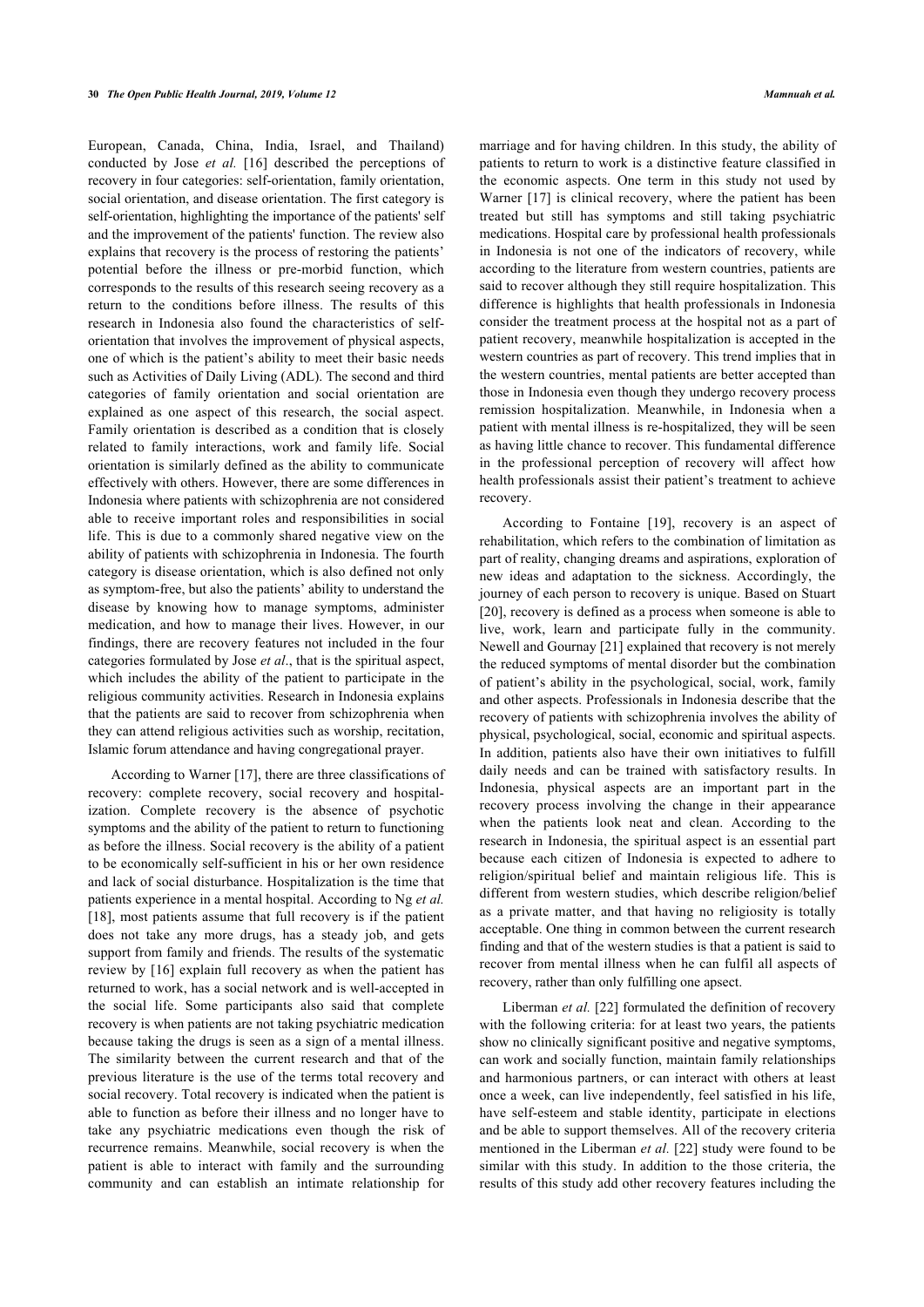European, Canada, China, India, Israel, and Thailand) conducted by Jose *et al.* [16] described the perceptions of recovery in four categories: self-orientation, family orientation, social orientation, and disease orientation. The first category is self-orientation, highlighting the importance of the patients' self and the improvement of the patients' function. The review also explains that recovery is the process of restoring the patients' potential before the illness or pre-morbid function, which corresponds to the results of this research seeing recovery as a return to the conditions before illness. The results of this research in Indonesia also found the characteristics of self-orientation that involves the improvement of physical aspects, one of which is the patient's ability to meet their basic needs such as Activities of Daily Living (ADL). The second and third categories of family orientation and social orientation are explained as one aspect of this research, the social aspect. Family orientation is described as a condition that is closely related to family interactions, work and family life. Social orientation is similarly defined as the ability to communicate effectively with others. However, there are some differences in Indonesia where patients with schizophrenia are not considered able to receive important roles and responsibilities in social life. This is due to a commonly shared negative view on the ability of patients with schizophrenia in Indonesia. The fourth category is disease orientation, which is also defined not only as symptom-free, but also the patients' ability to understand the disease by knowing how to manage symptoms, administer medication, and how to manage their lives. However, in our findings, there are recovery features not included in the four categories formulated by Jose *et al*., that is the spiritual aspect, which includes the ability of the patient to participate in the religious community activities. Research in Indonesia explains that the patients are said to recover from schizophrenia when they can attend religious activities such as worship, recitation, Islamic forum attendance and having congregational prayer.

According to Warner [17], there are three classifications of recovery: complete recovery, social recovery and hospitalization. Complete recovery is the absence of psychotic symptoms and the ability of the patient to return to functioning as before the illness. Social recovery is the ability of a patient to be economically self-sufficient in his or her own residence and lack of social disturbance. Hospitalization is the time that patients experience in a mental hospital. According to Ng *et al.* [18], most patients assume that full recovery is if the patient does not take any more drugs, has a steady job, and gets support from family and friends. The results of the systematic review by [16] explain full recovery as when the patient has returned to work, has a social network and is well-accepted in the social life. Some participants also said that complete recovery is when patients are not taking psychiatric medication because taking the drugs is seen as a sign of a mental illness. The similarity between the current research and that of the previous literature is the use of the terms total recovery and social recovery. Total recovery is indicated when the patient is able to function as before their illness and no longer have to take any psychiatric medications even though the risk of recurrence remains. Meanwhile, social recovery is when the patient is able to interact with family and the surrounding community and can establish an intimate relationship for marriage and for having children. In this study, the ability of patients to return to work is a distinctive feature classified in the economic aspects. One term in this study not used by Warner [17] is clinical recovery, where the patient has been treated but still has symptoms and still taking psychiatric medications. Hospital care by professional health professionals in Indonesia is not one of the indicators of recovery, while according to the literature from western countries, patients are said to recover although they still require hospitalization. This difference is highlights that health professionals in Indonesia consider the treatment process at the hospital not as a part of patient recovery, meanwhile hospitalization is accepted in the western countries as part of recovery. This trend implies that in the western countries, mental patients are better accepted than those in Indonesia even though they undergo recovery process remission hospitalization. Meanwhile, in Indonesia when a patient with mental illness is re-hospitalized, they will be seen as having little chance to recover. This fundamental difference in the professional perception of recovery will affect how health professionals assist their patient's treatment to achieve recovery.

According to Fontaine [19], recovery is an aspect of rehabilitation, which refers to the combination of limitation as part of reality, changing dreams and aspirations, exploration of new ideas and adaptation to the sickness. Accordingly, the journey of each person to recovery is unique. Based on Stuart [20], recovery is defined as a process when someone is able to live, work, learn and participate fully in the community. Newell and Gournay [21] explained that recovery is not merely the reduced symptoms of mental disorder but the combination of patient's ability in the psychological, social, work, family and other aspects. Professionals in Indonesia describe that the recovery of patients with schizophrenia involves the ability of physical, psychological, social, economic and spiritual aspects. In addition, patients also have their own initiatives to fulfill daily needs and can be trained with satisfactory results. In Indonesia, physical aspects are an important part in the recovery process involving the change in their appearance when the patients look neat and clean. According to the research in Indonesia, the spiritual aspect is an essential part because each citizen of Indonesia is expected to adhere to religion/spiritual belief and maintain religious life. This is different from western studies, which describe religion/belief as a private matter, and that having no religiosity is totally acceptable. One thing in common between the current research finding and that of the western studies is that a patient is said to recover from mental illness when he can fulfil all aspects of recovery, rather than only fulfilling one apsect.

Liberman *et al.* [22] formulated the definition of recovery with the following criteria: for at least two years, the patients show no clinically significant positive and negative symptoms, can work and socially function, maintain family relationships and harmonious partners, or can interact with others at least once a week, can live independently, feel satisfied in his life, have self-esteem and stable identity, participate in elections and be able to support themselves. All of the recovery criteria mentioned in the Liberman *et al.* [22] study were found to be similar with this study. In addition to the those criteria, the results of this study add other recovery features including the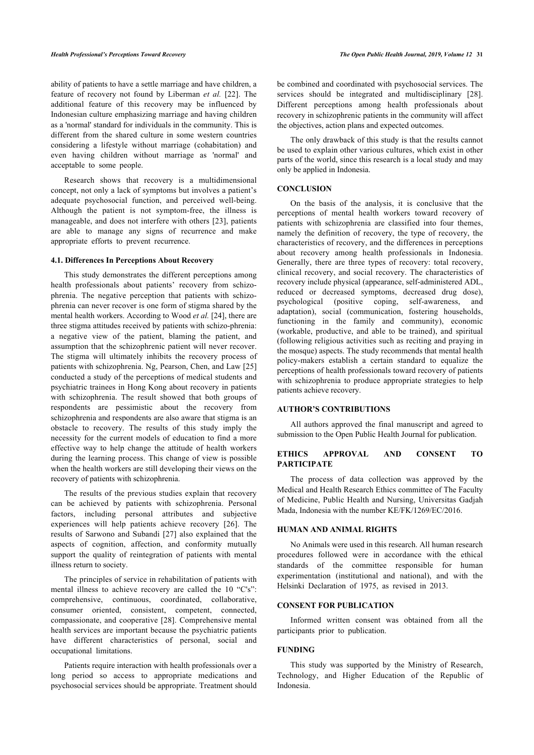ability of patients to have a settle marriage and have children, a feature of recovery not found by Liberman *et al.* [22]. The additional feature of this recovery may be influenced by Indonesian culture emphasizing marriage and having children as a 'normal' standard for individuals in the community. This is different from the shared culture in some western countries considering a lifestyle without marriage (cohabitation) and even having children without marriage as 'normal' and acceptable to some people.

Research shows that recovery is a multidimensional concept, not only a lack of symptoms but involves a patient's adequate psychosocial function, and perceived well-being. Although the patient is not symptom-free, the illness is manageable, and does not interfere with others [23], patients are able to manage any signs of recurrence and make appropriate efforts to prevent recurrence.

### 4.1. Differences In Perceptions About Recovery

This study demonstrates the different perceptions among health professionals about patients' recovery from schizophrenia. The negative perception that patients with schizophrenia can never recover is one form of stigma shared by the mental health workers. According to Wood *et al.* [24], there are three stigma attitudes received by patients with schizo-phrenia: a negative view of the patient, blaming the patient, and assumption that the schizophrenic patient will never recover. The stigma will ultimately inhibits the recovery process of patients with schizophrenia. Ng, Pearson, Chen, and Law [25] conducted a study of the perceptions of medical students and psychiatric trainees in Hong Kong about recovery in patients with schizophrenia. The result showed that both groups of respondents are pessimistic about the recovery from schizophrenia and respondents are also aware that stigma is an obstacle to recovery. The results of this study imply the necessity for the current models of education to find a more effective way to help change the attitude of health workers during the learning process. This change of view is possible when the health workers are still developing their views on the recovery of patients with schizophrenia.

The results of the previous studies explain that recovery can be achieved by patients with schizophrenia. Personal factors, including personal attributes and subjective experiences will help patients achieve recovery [26]. The results of Sarwono and Subandi [27] also explained that the aspects of cognition, affection, and conformity mutually support the quality of reintegration of patients with mental illness return to society.

The principles of service in rehabilitation of patients with mental illness to achieve recovery are called the 10 "C's": comprehensive, continuous, coordinated, collaborative, consumer oriented, consistent, competent, connected, compassionate, and cooperative [28]. Comprehensive mental health services are important because the psychiatric patients have different characteristics of personal, social and occupational limitations.

Patients require interaction with health professionals over a long period so access to appropriate medications and psychosocial services should be appropriate. Treatment should be combined and coordinated with psychosocial services. The services should be integrated and multidisciplinary [28]. Different perceptions among health professionals about recovery in schizophrenic patients in the community will affect the objectives, action plans and expected outcomes.

The only drawback of this study is that the results cannot be used to explain other various cultures, which exist in other parts of the world, since this research is a local study and may only be applied in Indonesia.

## CONCLUSION

On the basis of the analysis, it is conclusive that the perceptions of mental health workers toward recovery of patients with schizophrenia are classified into four themes, namely the definition of recovery, the type of recovery, the characteristics of recovery, and the differences in perceptions about recovery among health professionals in Indonesia. Generally, there are three types of recovery: total recovery, clinical recovery, and social recovery. The characteristics of recovery include physical (appearance, self-administered ADL, reduced or decreased symptoms, decreased drug dose), psychological (positive coping, self-awareness, and adaptation), social (communication, fostering households, functioning in the family and community), economic (workable, productive, and able to be trained), and spiritual (following religious activities such as reciting and praying in the mosque) aspects. The study recommends that mental health policy-makers establish a certain standard to equalize the perceptions of health professionals toward recovery of patients with schizophrenia to produce appropriate strategies to help patients achieve recovery.

## AUTHOR'S CONTRIBUTIONS

All authors approved the final manuscript and agreed to submission to the Open Public Health Journal for publication.

## ETHICS APPROVAL AND CONSENT TO PARTICIPATE

The process of data collection was approved by the Medical and Health Research Ethics committee of The Faculty of Medicine, Public Health and Nursing, Universitas Gadjah Mada, Indonesia with the number KE/FK/1269/EC/2016.

## HUMAN AND ANIMAL RIGHTS

No Animals were used in this research. All human research procedures followed were in accordance with the ethical standards of the committee responsible for human experimentation (institutional and national), and with the Helsinki Declaration of 1975, as revised in 2013.

## CONSENT FOR PUBLICATION

Informed written consent was obtained from all the participants prior to publication.

## FUNDING

This study was supported by the Ministry of Research, Technology, and Higher Education of the Republic of Indonesia.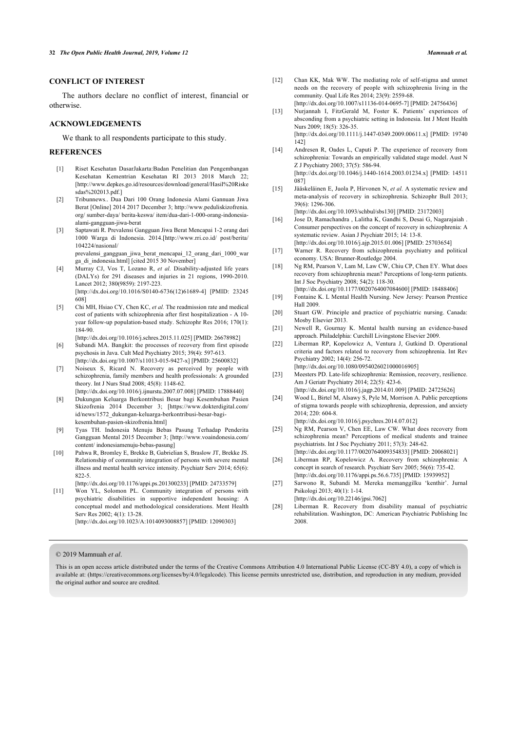## CONFLICT OF INTEREST

The authors declare no conflict of interest, financial or otherwise.

## ACKNOWLEDGEMENTS

We thank to all respondents participate to this study.

## REFERENCES

[1] Riset Kesehatan DasarJakarta:Badan Penelitian dan Pengembangan Kesehatan Kementrian Kesehatan RI 2013 2018 March 22; [http://www.depkes.go.id/resources/download/general/Hasil%20Riskesdas%202013.pdf.]

[2] Tribunnews.. Dua Dari 100 Orang Indonesia Alami Gannuan Jiwa Berat [Online] 2014 2017 December 3; http://www.peduliskizofrenia.org/ sumber-daya/ berita-keswa/ item/dua-dari-1-000-orang-indonesia-alami-gangguan-jiwa-berat

[3] Saptawati R. Prevalensi Gangguan Jiwa Berat Mencapai 1-2 orang dari 1000 Warga di Indonesia. 2014.[http://www.rri.co.id/ post/berita/ 104224/nasional/ prevalensi_gangguan_jiwa_berat_mencapai_12_orang_dari_1000_warga_di_indonesia.html] [cited 2015 30 November]

[4] Murray CJ, Vos T, Lozano R, *et al.* Disability-adjusted life years (DALYs) for 291 diseases and injuries in 21 regions, 1990-2010. Lancet 2012; 380(9859): 2197-223. [http://dx.doi.org/10.1016/S0140-6736(12)61689-4] [PMID: 23245608]

[5] Chi MH, Hsiao CY, Chen KC, *et al.* The readmission rate and medical cost of patients with schizophrenia after first hospitalization - A 10-year follow-up population-based study. Schizophr Res 2016; 170(1): 184-90. [http://dx.doi.org/10.1016/j.schres.2015.11.025] [PMID: 26678982]

[6] Subandi MA. Bangkit: the processes of recovery from first episode psychosis in Java. Cult Med Psychiatry 2015; 39(4): 597-613. [http://dx.doi.org/10.1007/s11013-015-9427-x] [PMID: 25600832]

[7] Noiseux S, Ricard N. Recovery as perceived by people with schizophrenia, family members and health professionals: A grounded theory. Int J Nurs Stud 2008; 45(8): 1148-62. [http://dx.doi.org/10.1016/j.ijnurstu.2007.07.008] [PMID: 17888440]

[8] Dukungan Keluarga Berkontribusi Besar bagi Kesembuhan Pasien Skizofrenia 2014 December 3; [https://www.dokterdigital.com/ id/news/1572_dukungan-keluarga-berkontribusi-besar-bagi-kesembuhan-pasien-skizofrenia.html]

[9] Tyas TH. Indonesia Menuju Bebas Pasung Terhadap Penderita Gangguan Mental 2015 December 3; [http://www.voaindonesia.com/ content/ indonesiamenuju-bebas-pasung]

[10] Pahwa R, Bromley E, Brekke B, Gabrielian S, Braslow JT, Brekke JS. Relationship of community integration of persons with severe mental illness and mental health service intensity. Psychiatr Serv 2014; 65(6): 822-5. [http://dx.doi.org/10.1176/appi.ps.201300233] [PMID: 24733579]

[11] Won YL, Solomon PL. Community integration of persons with psychiatric disabilities in supportive independent housing: A conceptual model and methodological considerations. Ment Health Serv Res 2002; 4(1): 13-28. [http://dx.doi.org/10.1023/A:1014093008857] [PMID: 12090303]

[12] Chan KK, Mak WW. The mediating role of self-stigma and unmet needs on the recovery of people with schizophrenia living in the community. Qual Life Res 2014; 23(9): 2559-68. [http://dx.doi.org/10.1007/s11136-014-0695-7] [PMID: 24756436]

[13] Nurjannah I, FitzGerald M, Foster K. Patients' experiences of absconding from a psychiatric setting in Indonesia. Int J Ment Health Nurs 2009; 18(5): 326-35. [http://dx.doi.org/10.1111/j.1447-0349.2009.00611.x] [PMID: 19740142]

[14] Andresen R, Oades L, Caputi P. The experience of recovery from schizophrenia: Towards an empirically validated stage model. Aust N Z J Psychiatry 2003; 37(5): 586-94. [http://dx.doi.org/10.1046/j.1440-1614.2003.01234.x] [PMID: 14511087]

[15] Jääskeläinen E, Juola P, Hirvonen N, *et al.* A systematic review and meta-analysis of recovery in schizophrenia. Schizophr Bull 2013; 39(6): 1296-306. [http://dx.doi.org/10.1093/schbul/sbs130] [PMID: 23172003]

[16] Jose D, Ramachandra , Lalitha K, Gandhi S, Desai G, Nagarajaiah . Consumer perspectives on the concept of recovery in schizophrenia: A systematic review. Asian J Psychiatr 2015; 14: 13-8. [http://dx.doi.org/10.1016/j.ajp.2015.01.006] [PMID: 25703654]

[17] Warner R. Recovery from schizophrenia psychiatry and political economy. USA: Brunner-Routledge 2004.

[18] Ng RM, Pearson V, Lam M, Law CW, Chiu CP, Chen EY. What does recovery from schizophrenia mean? Perceptions of long-term patients. Int J Soc Psychiatry 2008; 54(2): 118-30. [http://dx.doi.org/10.1177/0020764007084600] [PMID: 18488406]

[19] Fontaine K. L Mental Health Nursing. New Jersey: Pearson Prentice Hall 2009.

[20] Stuart GW. Principle and practice of psychiatric nursing. Canada: Mosby Elsevier 2013.

[21] Newell R, Gournay K. Mental health nursing an evidence-based approach. Philadelphia: Curchill Livingstone Elsevier 2009.

[22] Liberman RP, Kopelowicz A, Ventura J, Gutkind D. Operational criteria and factors related to recovery from schizophrenia. Int Rev Psychiatry 2002; 14(4): 256-72. [http://dx.doi.org/10.1080/0954026021000016905]

[23] Meesters PD. Late-life schizophrenia: Remission, recovery, resilience. Am J Geriatr Psychiatry 2014; 22(5): 423-6. [http://dx.doi.org/10.1016/j.jagp.2014.01.009] [PMID: 24725626]

[24] Wood L, Birtel M, Alsawy S, Pyle M, Morrison A. Public perceptions of stigma towards people with schizophrenia, depression, and anxiety 2014; 220: 604-8. [http://dx.doi.org/10.1016/j.psychres.2014.07.012]

[25] Ng RM, Pearson V, Chen EE, Law CW. What does recovery from schizophrenia mean? Perceptions of medical students and trainee psychiatrists. Int J Soc Psychiatry 2011; 57(3): 248-62. [http://dx.doi.org/10.1177/0020764009354833] [PMID: 20068021]

[26] Liberman RP, Kopelowicz A. Recovery from schizophrenia: A concept in search of research. Psychiatr Serv 2005; 56(6): 735-42. [http://dx.doi.org/10.1176/appi.ps.56.6.735] [PMID: 15939952]

[27] Sarwono R, Subandi M. Mereka memanggilku 'kenthir'. Jurnal Psikologi 2013; 40(1): 1-14. [http://dx.doi.org/10.22146/jpsi.7062]

[28] Liberman R. Recovery from disability manual of psychiatric rehabilitation. Washington, DC: American Psychiatric Publishing Inc 2008.

© 2019 Mamnuah *et al*.

This is an open access article distributed under the terms of the Creative Commons Attribution 4.0 International Public License (CC-BY 4.0), a copy of which is available at: (https://creativecommons.org/licenses/by/4.0/legalcode). This license permits unrestricted use, distribution, and reproduction in any medium, provided the original author and source are credited.